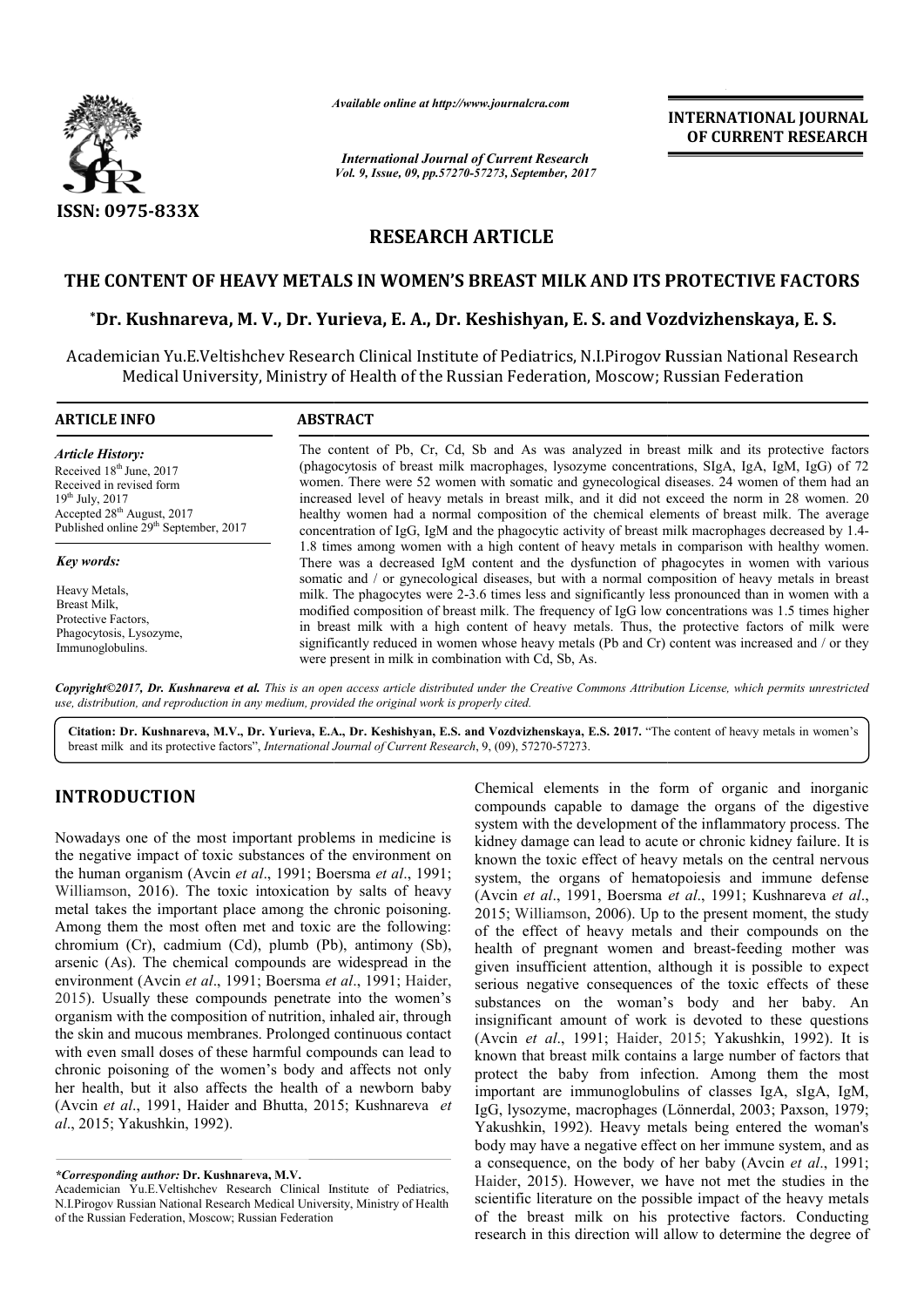# RESEARCH ARTICLE

## THE CONTENT OF HEAVY METALS IN WOMEN'S BREAST MILK AND ITS PROTECTIVE FACTORS

**\*Dr. Kushnareva, M. V., Dr. Yurieva, E. A., Dr. Keshishyan, E. S. and Vozdvizhenskaya, E. S.**

Academician Yu.E.Veltishchev Research Clinical Institute of Pediatrics, N.I.Pirogov Russian National Research Medical University, Ministry of Health of the Russian Federation, Moscow; Russian Federation

**ARTICLE INFO**

*Article History:*

Received 18th June, 2017
Received in revised form
19th July, 2017
Accepted 28th August, 2017
Published online 29th September, 2017

*Key words:*

Heavy Metals,
Breast Milk,
Protective Factors,
Phagocytosis, Lysozyme,
Immunoglobulins.

**ABSTRACT**

The content of Pb, Cr, Cd, Sb and As was analyzed in breast milk and its protective factors (phagocytosis of breast milk macrophages, lysozyme concentrations, SIgA, IgA, IgM, IgG) of 72 women. There were 52 women with somatic and gynecological diseases. 24 women of them had an increased level of heavy metals in breast milk, and it did not exceed the norm in 28 women. 20 healthy women had a normal composition of the chemical elements of breast milk. The average concentration of IgG, IgM and the phagocytic activity of breast milk macrophages decreased by 1.4-1.8 times among women with a high content of heavy metals in comparison with healthy women. There was a decreased IgM content and the dysfunction of phagocytes in women with various somatic and / or gynecological diseases, but with a normal composition of heavy metals in breast milk. The phagocytes were 2-3.6 times less and significantly less pronounced than in women with a modified composition of breast milk. The frequency of IgG low concentrations was 1.5 times higher in breast milk with a high content of heavy metals. Thus, the protective factors of milk were significantly reduced in women whose heavy metals (Pb and Cr) content was increased and / or they were present in milk in combination with Cd, Sb, As.

*Copyright©2017, Dr. Kushnareva et al. This is an open access article distributed under the Creative Commons Attribution License, which permits unrestricted use, distribution, and reproduction in any medium, provided the original work is properly cited.*

**Citation: Dr. Kushnareva, M.V., Dr. Yurieva, E.A., Dr. Keshishyan, E.S. and Vozdvizhenskaya, E.S. 2017.** "The content of heavy metals in women's breast milk and its protective factors", *International Journal of Current Research*, 9, (09), 57270-57273.

## INTRODUCTION

Nowadays one of the most important problems in medicine is the negative impact of toxic substances of the environment on the human organism (Avcin *et al*., 1991; Boersma *et al*., 1991; Williamson, 2016). The toxic intoxication by salts of heavy metal takes the important place among the chronic poisoning. Among them the most often met and toxic are the following: chromium (Cr), cadmium (Cd), plumb (Pb), antimony (Sb), arsenic (As). The chemical compounds are widespread in the environment (Avcin *et al*., 1991; Boersma *et al*., 1991; Haider, 2015). Usually these compounds penetrate into the women's organism with the composition of nutrition, inhaled air, through the skin and mucous membranes. Prolonged continuous contact with even small doses of these harmful compounds can lead to chronic poisoning of the women's body and affects not only her health, but it also affects the health of a newborn baby (Avcin *et al*., 1991, Haider and Bhutta, 2015; Kushnareva *et al*., 2015; Yakushkin, 1992).

Chemical elements in the form of organic and inorganic compounds capable to damage the organs of the digestive system with the development of the inflammatory process. The kidney damage can lead to acute or chronic kidney failure. It is known the toxic effect of heavy metals on the central nervous system, the organs of hematopoiesis and immune defense (Avcin *et al*., 1991, Boersma *et al*., 1991; Kushnareva *et al*., 2015; Williamson, 2006). Up to the present moment, the study of the effect of heavy metals and their compounds on the health of pregnant women and breast-feeding mother was given insufficient attention, although it is possible to expect serious negative consequences of the toxic effects of these substances on the woman's body and her baby. An insignificant amount of work is devoted to these questions (Avcin *et al*., 1991; Haider, 2015; Yakushkin, 1992). It is known that breast milk contains a large number of factors that protect the baby from infection. Among them the most important are immunoglobulins of classes IgA, sIgA, IgM, IgG, lysozyme, macrophages (Lönnerdal, 2003; Paxson, 1979; Yakushkin, 1992). Heavy metals being entered the woman's body may have a negative effect on her immune system, and as a consequence, on the body of her baby (Avcin *et al*., 1991; Haider, 2015). However, we have not met the studies in the scientific literature on the possible impact of the heavy metals of the breast milk on his protective factors. Conducting research in this direction will allow to determine the degree of

*\*Corresponding author:* **Dr. Kushnareva, M.V.**
Academician Yu.E.Veltishchev Research Clinical Institute of Pediatrics, N.I.Pirogov Russian National Research Medical University, Ministry of Health of the Russian Federation, Moscow; Russian Federation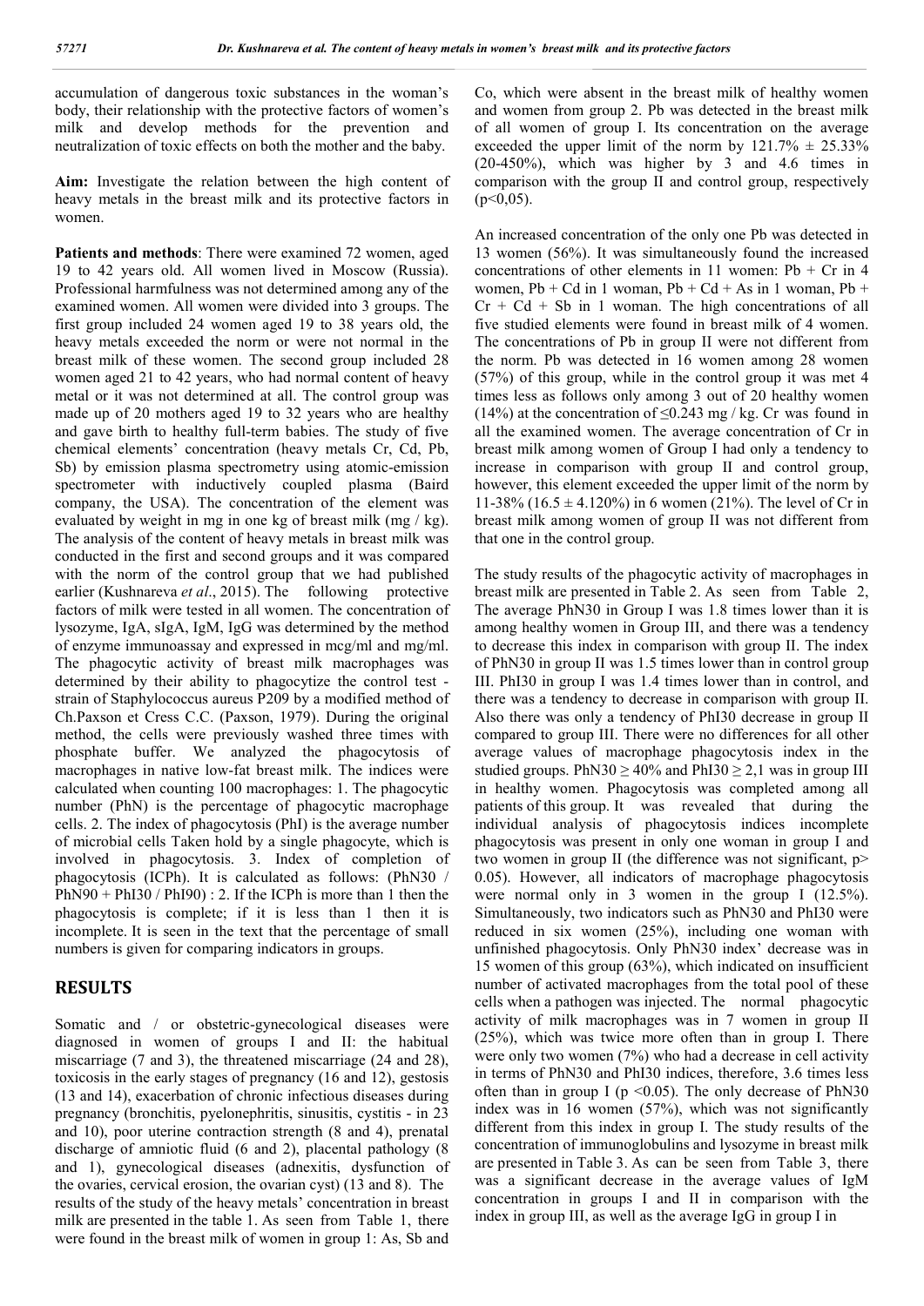accumulation of dangerous toxic substances in the woman's body, their relationship with the protective factors of women's milk and develop methods for the prevention and neutralization of toxic effects on both the mother and the baby.

**Aim:** Investigate the relation between the high content of heavy metals in the breast milk and its protective factors in women.

**Patients and methods**: There were examined 72 women, aged 19 to 42 years old. All women lived in Moscow (Russia). Professional harmfulness was not determined among any of the examined women. All women were divided into 3 groups. The first group included 24 women aged 19 to 38 years old, the heavy metals exceeded the norm or were not normal in the breast milk of these women. The second group included 28 women aged 21 to 42 years, who had normal content of heavy metal or it was not determined at all. The control group was made up of 20 mothers aged 19 to 32 years who are healthy and gave birth to healthy full-term babies. The study of five chemical elements' concentration (heavy metals Cr, Cd, Pb, Sb) by emission plasma spectrometry using atomic-emission spectrometer with inductively coupled plasma (Baird company, the USA). The concentration of the element was evaluated by weight in mg in one kg of breast milk (mg / kg). The analysis of the content of heavy metals in breast milk was conducted in the first and second groups and it was compared with the norm of the control group that we had published earlier (Kushnareva *et al*., 2015). The following protective factors of milk were tested in all women. The concentration of lysozyme, IgA, sIgA, IgM, IgG was determined by the method of enzyme immunoassay and expressed in mcg/ml and mg/ml. The phagocytic activity of breast milk macrophages was determined by their ability to phagocytize the control test - strain of Staphylococcus aureus P209 by a modified method of Ch.Paxson et Cress C.C. (Paxson, 1979). During the original method, the cells were previously washed three times with phosphate buffer. We analyzed the phagocytosis of macrophages in native low-fat breast milk. The indices were calculated when counting 100 macrophages: 1. The phagocytic number (PhN) is the percentage of phagocytic macrophage cells. 2. The index of phagocytosis (PhI) is the average number of microbial cells Taken hold by a single phagocyte, which is involved in phagocytosis. 3. Index of completion of phagocytosis (ICPh). It is calculated as follows: (PhN30 / PhN90 + PhI30 / PhI90) : 2. If the ICPh is more than 1 then the phagocytosis is complete; if it is less than 1 then it is incomplete. It is seen in the text that the percentage of small numbers is given for comparing indicators in groups.

## RESULTS

Somatic and / or obstetric-gynecological diseases were diagnosed in women of groups I and II: the habitual miscarriage (7 and 3), the threatened miscarriage (24 and 28), toxicosis in the early stages of pregnancy (16 and 12), gestosis (13 and 14), exacerbation of chronic infectious diseases during pregnancy (bronchitis, pyelonephritis, sinusitis, cystitis - in 23 and 10), poor uterine contraction strength (8 and 4), prenatal discharge of amniotic fluid (6 and 2), placental pathology (8 and 1), gynecological diseases (adnexitis, dysfunction of the ovaries, cervical erosion, the ovarian cyst) (13 and 8). The results of the study of the heavy metals' concentration in breast milk are presented in the table 1. As seen from Table 1, there were found in the breast milk of women in group 1: As, Sb and Co, which were absent in the breast milk of healthy women and women from group 2. Pb was detected in the breast milk of all women of group I. Its concentration on the average exceeded the upper limit of the norm by 121.7% ± 25.33% (20-450%), which was higher by 3 and 4.6 times in comparison with the group II and control group, respectively ($p<0,05$).

An increased concentration of the only one Pb was detected in 13 women (56%). It was simultaneously found the increased concentrations of other elements in 11 women: Pb + Cr in 4 women, Pb + Cd in 1 woman, Pb + Cd + As in 1 woman, Pb + Cr + Cd + Sb in 1 woman. The high concentrations of all five studied elements were found in breast milk of 4 women. The concentrations of Pb in group II were not different from the norm. Pb was detected in 16 women among 28 women (57%) of this group, while in the control group it was met 4 times less as follows only among 3 out of 20 healthy women (14%) at the concentration of ≤0.243 mg / kg. Cr was found in all the examined women. The average concentration of Cr in breast milk among women of Group I had only a tendency to increase in comparison with group II and control group, however, this element exceeded the upper limit of the norm by 11-38% (16.5 ± 4.120%) in 6 women (21%). The level of Cr in breast milk among women of group II was not different from that one in the control group.

The study results of the phagocytic activity of macrophages in breast milk are presented in Table 2. As seen from Table 2, The average PhN30 in Group I was 1.8 times lower than it is among healthy women in Group III, and there was a tendency to decrease this index in comparison with group II. The index of PhN30 in group II was 1.5 times lower than in control group III. PhI30 in group I was 1.4 times lower than in control, and there was a tendency to decrease in comparison with group II. Also there was only a tendency of PhI30 decrease in group II compared to group III. There were no differences for all other average values of macrophage phagocytosis index in the studied groups. PhN30 ≥ 40% and PhI30 ≥ 2,1 was in group III in healthy women. Phagocytosis was completed among all patients of this group. It was revealed that during the individual analysis of phagocytosis indices incomplete phagocytosis was present in only one woman in group I and two women in group II (the difference was not significant, $p> 0.05$). However, all indicators of macrophage phagocytosis were normal only in 3 women in the group I (12.5%). Simultaneously, two indicators such as PhN30 and PhI30 were reduced in six women (25%), including one woman with unfinished phagocytosis. Only PhN30 index' decrease was in 15 women of this group (63%), which indicated on insufficient number of activated macrophages from the total pool of these cells when a pathogen was injected. The normal phagocytic activity of milk macrophages was in 7 women in group II (25%), which was twice more often than in group I. There were only two women (7%) who had a decrease in cell activity in terms of PhN30 and PhI30 indices, therefore, 3.6 times less often than in group I ($p <0.05$). The only decrease of PhN30 index was in 16 women (57%), which was not significantly different from this index in group I. The study results of the concentration of immunoglobulins and lysozyme in breast milk are presented in Table 3. As can be seen from Table 3, there was a significant decrease in the average values of IgM concentration in groups I and II in comparison with the index in group III, as well as the average IgG in group I in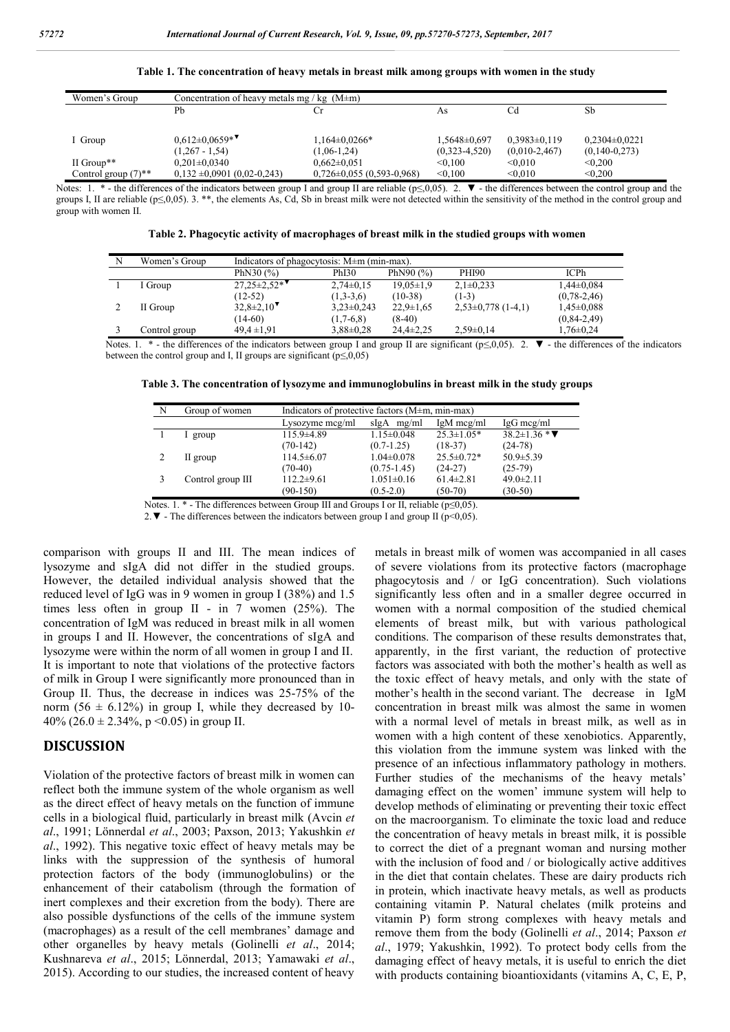**Table 1. The concentration of heavy metals in breast milk among groups with women in the study**

| Women's Group | Concentration of heavy metals mg / kg (M±m) | | | | |
|---|---|---|---|---|---|
| | Pb | Cr | As | Cd | Sb |
| I Group | 0,612±0,0659*▼ (1,267 - 1,54) | 1,164±0,0266* (1,06-1,24) | 1,5648±0,697 (0,323-4,520) | 0,3983±0,119 (0,010-2,467) | 0,2304±0,0221 (0,140-0,273) |
| II Group** | 0,201±0,0340 | 0,662±0,051 | <0,100 | <0,010 | <0,200 |
| Control group (7)** | 0,132 ±0,0901 (0,02-0,243) | 0,726±0,055 (0,593-0,968) | <0,100 | <0,010 | <0,200 |

Notes: 1. * - the differences of the indicators between group I and group II are reliable (p≤0,05). 2. ▼ - the differences between the control group and the groups I, II are reliable (p≤0,05). 3. **, the elements As, Cd, Sb in breast milk were not detected within the sensitivity of the method in the control group and group with women II.

**Table 2. Phagocytic activity of macrophages of breast milk in the studied groups with women**

| N | Women's Group | Indicators of phagocytosis: M±m (min-max). | | | | |
|---|---|---|---|---|---|---|
| | | PhN30 (%) | PhI30 | PhN90 (%) | PHI90 | ICPh |
| 1 | I Group | 27,25±2,52*▼ (12-52) | 2,74±0,15 (1,3-3,6) | 19,05±1,9 (10-38) | 2,1±0,233 (1-3) | 1,44±0,084 (0,78-2,46) |
| 2 | II Group | 32,8±2,10▼ (14-60) | 3,23±0,243 (1,7-6,8) | 22,9±1,65 (8-40) | 2,53±0,778 (1-4,1) | 1,45±0,088 (0,84-2,49) |
| 3 | Control group | 49,4 ±1,91 | 3,88±0,28 | 24,4±2,25 | 2,59±0,14 | 1,76±0,24 |

Notes. 1. * - the differences of the indicators between group I and group II are significant (p≤0,05). 2. ▼ - the differences of the indicators between the control group and I, II groups are significant (p≤0,05)

**Table 3. The concentration of lysozyme and immunoglobulins in breast milk in the study groups**

| N | Group of women | Indicators of protective factors (M±m, min-max) | | | |
|---|---|---|---|---|---|
| | | Lysozyme mcg/ml | sIgA mg/ml | IgM mcg/ml | IgG mcg/ml |
| 1 | I group | 115.9±4.89 (70-142) | 1.15±0.048 (0.7-1.25) | 25.3±1.05* (18-37) | 38.2±1.36 *▼ (24-78) |
| 2 | II group | 114.5±6.07 (70-40) | 1.04±0.078 (0.75-1.45) | 25.5±0.72* (24-27) | 50.9±5.39 (25-79) |
| 3 | Control group III | 112.2±9.61 (90-150) | 1.051±0.16 (0.5-2.0) | 61.4±2.81 (50-70) | 49.0±2.11 (30-50) |

Notes. 1. * - The differences between Group III and Groups I or II, reliable (p≤0,05).
2. ▼ - The differences between the indicators between group I and group II (p<0,05).

comparison with groups II and III. The mean indices of lysozyme and sIgA did not differ in the studied groups. However, the detailed individual analysis showed that the reduced level of IgG was in 9 women in group I (38%) and 1.5 times less often in group II - in 7 women (25%). The concentration of IgM was reduced in breast milk in all women in groups I and II. However, the concentrations of sIgA and lysozyme were within the norm of all women in group I and II. It is important to note that violations of the protective factors of milk in Group I were significantly more pronounced than in Group II. Thus, the decrease in indices was 25-75% of the norm (56 ± 6.12%) in group I, while they decreased by 10-40% (26.0 ± 2.34%, $p < 0.05$) in group II.

## DISCUSSION

Violation of the protective factors of breast milk in women can reflect both the immune system of the whole organism as well as the direct effect of heavy metals on the function of immune cells in a biological fluid, particularly in breast milk (Avcin *et al*., 1991; Lönnerdal *et al*., 2003; Paxson, 2013; Yakushkin *et al*., 1992). This negative toxic effect of heavy metals may be links with the suppression of the synthesis of humoral protection factors of the body (immunoglobulins) or the enhancement of their catabolism (through the formation of inert complexes and their excretion from the body). There are also possible dysfunctions of the cells of the immune system (macrophages) as a result of the cell membranes' damage and other organelles by heavy metals (Golinelli *et al*., 2014; Kushnareva *et al*., 2015; Lönnerdal, 2013; Yamawaki *et al*., 2015). According to our studies, the increased content of heavy metals in breast milk of women was accompanied in all cases of severe violations from its protective factors (macrophage phagocytosis and / or IgG concentration). Such violations significantly less often and in a smaller degree occurred in women with a normal composition of the studied chemical elements of breast milk, but with various pathological conditions. The comparison of these results demonstrates that, apparently, in the first variant, the reduction of protective factors was associated with both the mother's health as well as the toxic effect of heavy metals, and only with the state of mother's health in the second variant. The decrease in IgM concentration in breast milk was almost the same in women with a normal level of metals in breast milk, as well as in women with a high content of these xenobiotics. Apparently, this violation from the immune system was linked with the presence of an infectious inflammatory pathology in mothers. Further studies of the mechanisms of the heavy metals' damaging effect on the women' immune system will help to develop methods of eliminating or preventing their toxic effect on the macroorganism. To eliminate the toxic load and reduce the concentration of heavy metals in breast milk, it is possible to correct the diet of a pregnant woman and nursing mother with the inclusion of food and / or biologically active additives in the diet that contain chelates. These are dairy products rich in protein, which inactivate heavy metals, as well as products containing vitamin P. Natural chelates (milk proteins and vitamin P) form strong complexes with heavy metals and remove them from the body (Golinelli *et al*., 2014; Paxson *et al*., 1979; Yakushkin, 1992). To protect body cells from the damaging effect of heavy metals, it is useful to enrich the diet with products containing bioantioxidants (vitamins A, C, E, P,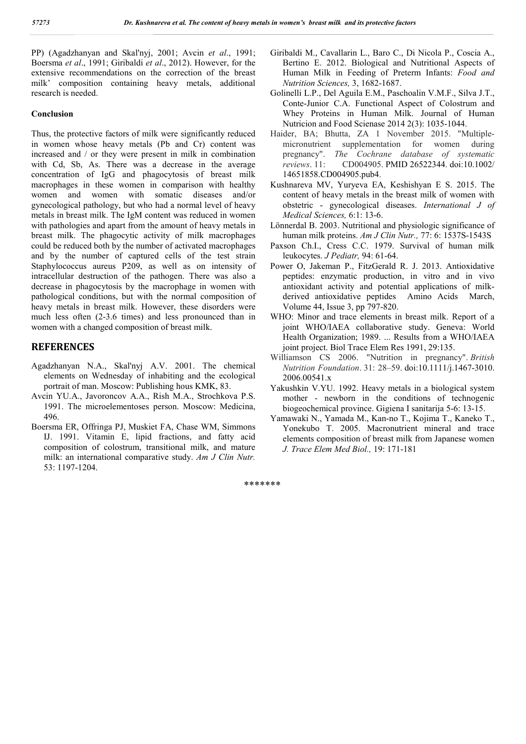PP) (Agadzhanyan and Skal'nyj, 2001; Avcin *et al*., 1991; Boersma *et al*., 1991; Giribaldi *et al*., 2012). However, for the extensive recommendations on the correction of the breast milk' composition containing heavy metals, additional research is needed.

### Conclusion

Thus, the protective factors of milk were significantly reduced in women whose heavy metals (Pb and Cr) content was increased and / or they were present in milk in combination with Cd, Sb, As. There was a decrease in the average concentration of IgG and phagocytosis of breast milk macrophages in these women in comparison with healthy women and women with somatic diseases and/or gynecological pathology, but who had a normal level of heavy metals in breast milk. The IgM content was reduced in women with pathologies and apart from the amount of heavy metals in breast milk. The phagocytic activity of milk macrophages could be reduced both by the number of activated macrophages and by the number of captured cells of the test strain Staphylococcus aureus P209, as well as on intensity of intracellular destruction of the pathogen. There was also a decrease in phagocytosis by the macrophage in women with pathological conditions, but with the normal composition of heavy metals in breast milk. However, these disorders were much less often (2-3.6 times) and less pronounced than in women with a changed composition of breast milk.

## REFERENCES

Agadzhanyan N.A., Skal'nyj A.V. 2001. The chemical elements on Wednesday of inhabiting and the ecological portrait of man. Moscow: Publishing hous KMK, 83.

Avcin YU.A., Javoroncov A.A., Rish M.A., Strochkova P.S. 1991. The microelementoses person. Moscow: Medicina, 496.

Boersma ER, Offringa PJ, Muskiet FA, Chase WM, Simmons IJ. 1991. Vitamin E, lipid fractions, and fatty acid composition of colostrum, transitional milk, and mature milk: an international comparative study. *Am J Clin Nutr.* 53: 1197-1204.

Giribaldi M., Cavallarin L., Baro C., Di Nicola P., Coscia A., Bertino E. 2012. Biological and Nutritional Aspects of Human Milk in Feeding of Preterm Infants: *Food and Nutrition Sciences,* 3, 1682-1687.

Golinelli L.P., Del Aguila E.M., Paschoalin V.M.F., Silva J.T., Conte-Junior C.A. Functional Aspect of Colostrum and Whey Proteins in Human Milk. Journal of Human Nutricion and Food Scienase 2014 2(3): 1035-1044.

Haider, BA; Bhutta, ZA 1 November 2015. "Multiple-micronutrient supplementation for women during pregnancy". *The Cochrane database of systematic reviews*. 11: CD004905. PMID 26522344. doi:10.1002/14651858.CD004905.pub4.

Kushnareva MV, Yuryeva EA, Keshishyan E S. 2015. The content of heavy metals in the breast milk of women with obstetric - gynecological diseases. *International J of Medical Sciences,* 6:1: 13-6.

Lönnerdal B. 2003. Nutritional and physiologic significance of human milk proteins. *Am J Clin Nutr.,* 77: 6: 1537S-1543S

Paxson Ch.I., Cress C.C. 1979. Survival of human milk leukocytes. *J Pediatr,* 94: 61-64.

Power O, Jakeman P., FitzGerald R. J. 2013. Antioxidative peptides: enzymatic production, in vitro and in vivo antioxidant activity and potential applications of milk-derived antioxidative peptides Amino Acids March, Volume 44, Issue 3, pp 797-820.

WHO: Minor and trace elements in breast milk. Report of a joint WHO/IAEA collaborative study. Geneva: World Health Organization; 1989. ... Results from a WHO/IAEA joint project. Biol Trace Elem Res 1991, 29:135.

Williamson CS 2006. "Nutrition in pregnancy". *British Nutrition Foundation*. 31: 28–59. doi:10.1111/j.1467-3010.2006.00541.x

Yakushkin V.YU. 1992. Heavy metals in a biological system mother - newborn in the conditions of technogenic biogeochemical province. Gigiena I sanitarija 5-6: 13-15.

Yamawaki N., Yamada M., Kan-no T., Kojima T., Kaneko T., Yonekubo T. 2005. Macronutrient mineral and trace elements composition of breast milk from Japanese women *J. Trace Elem Med Biol.,* 19: 171-181

\*\*\*\*\*\*\*